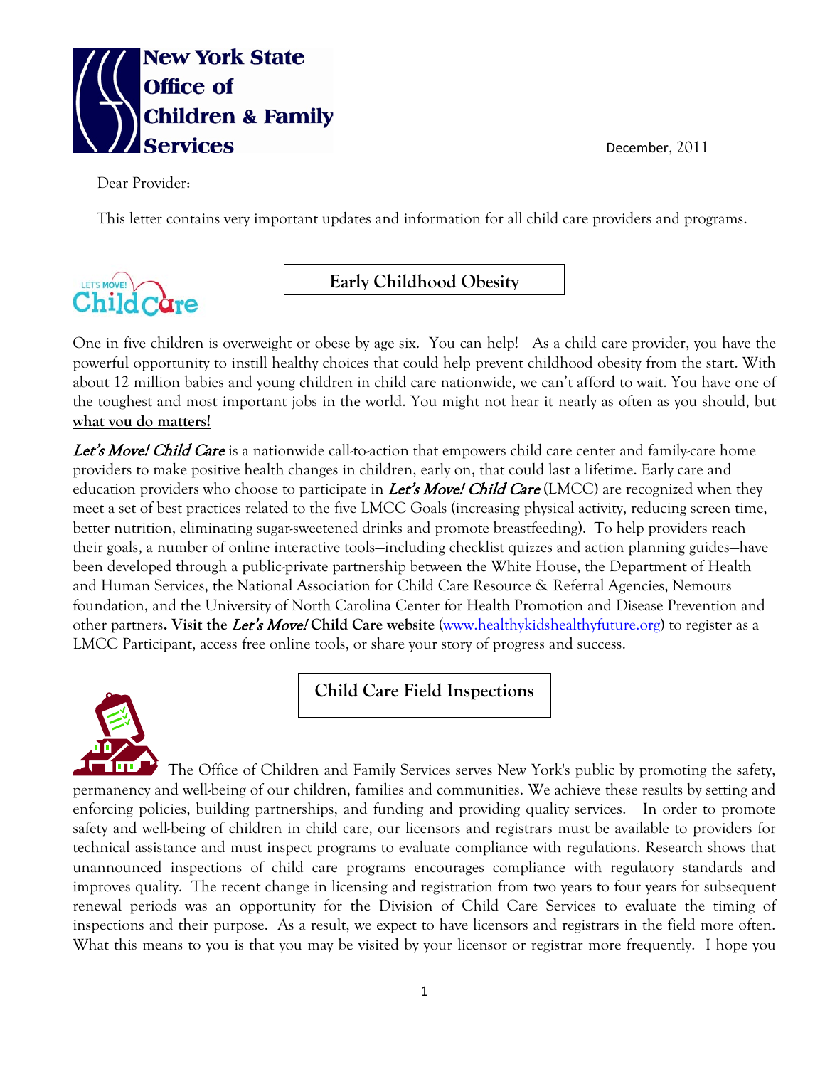New York State Office of Children & Family Services

December, 2011

Dear Provider:

This letter contains very important updates and information for all child care providers and programs.

## Early Childhood Obesity

One in five children is overweight or obese by age six. You can help! As a child care provider, you have the powerful opportunity to instill healthy choices that could help prevent childhood obesity from the start. With about 12 million babies and young children in child care nationwide, we can't afford to wait. You have one of the toughest and most important jobs in the world. You might not hear it nearly as often as you should, but **what you do matters!**

*Let's Move! Child Care* is a nationwide call-to-action that empowers child care center and family-care home providers to make positive health changes in children, early on, that could last a lifetime. Early care and education providers who choose to participate in *Let's Move! Child Care* (LMCC) are recognized when they meet a set of best practices related to the five LMCC Goals (increasing physical activity, reducing screen time, better nutrition, eliminating sugar-sweetened drinks and promote breastfeeding). To help providers reach their goals, a number of online interactive tools—including checklist quizzes and action planning guides—have been developed through a public-private partnership between the White House, the Department of Health and Human Services, the National Association for Child Care Resource & Referral Agencies, Nemours foundation, and the University of North Carolina Center for Health Promotion and Disease Prevention and other partners**. Visit the *Let's Move!* Child Care website** (www.healthykidshealthyfuture.org) to register as a LMCC Participant, access free online tools, or share your story of progress and success.

## Child Care Field Inspections

The Office of Children and Family Services serves New York's public by promoting the safety, permanency and well-being of our children, families and communities. We achieve these results by setting and enforcing policies, building partnerships, and funding and providing quality services. In order to promote safety and well-being of children in child care, our licensors and registrars must be available to providers for technical assistance and must inspect programs to evaluate compliance with regulations. Research shows that unannounced inspections of child care programs encourages compliance with regulatory standards and improves quality. The recent change in licensing and registration from two years to four years for subsequent renewal periods was an opportunity for the Division of Child Care Services to evaluate the timing of inspections and their purpose. As a result, we expect to have licensors and registrars in the field more often. What this means to you is that you may be visited by your licensor or registrar more frequently. I hope you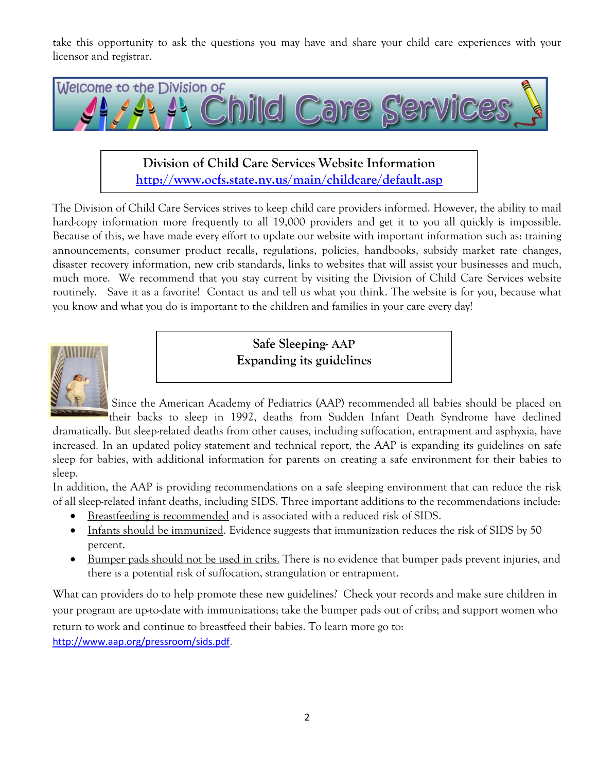take this opportunity to ask the questions you may have and share your child care experiences with your licensor and registrar.

# Welcome to the Division of Child Care Services

**Division of Child Care Services Website Information**
**http://www.ocfs.state.ny.us/main/childcare/default.asp**

The Division of Child Care Services strives to keep child care providers informed. However, the ability to mail hard-copy information more frequently to all 19,000 providers and get it to you all quickly is impossible. Because of this, we have made every effort to update our website with important information such as: training announcements, consumer product recalls, regulations, policies, handbooks, subsidy market rate changes, disaster recovery information, new crib standards, links to websites that will assist your businesses and much, much more. We recommend that you stay current by visiting the Division of Child Care Services website routinely. Save it as a favorite! Contact us and tell us what you think. The website is for you, because what you know and what you do is important to the children and families in your care every day!

## Safe Sleeping- AAP Expanding its guidelines

Since the American Academy of Pediatrics (AAP) recommended all babies should be placed on their backs to sleep in 1992, deaths from Sudden Infant Death Syndrome have declined dramatically. But sleep-related deaths from other causes, including suffocation, entrapment and asphyxia, have increased. In an updated policy statement and technical report, the AAP is expanding its guidelines on safe sleep for babies, with additional information for parents on creating a safe environment for their babies to sleep.

In addition, the AAP is providing recommendations on a safe sleeping environment that can reduce the risk of all sleep-related infant deaths, including SIDS. Three important additions to the recommendations include:

- Breastfeeding is recommended and is associated with a reduced risk of SIDS.
- Infants should be immunized. Evidence suggests that immunization reduces the risk of SIDS by 50 percent.
- Bumper pads should not be used in cribs. There is no evidence that bumper pads prevent injuries, and there is a potential risk of suffocation, strangulation or entrapment.

What can providers do to help promote these new guidelines? Check your records and make sure children in your program are up-to-date with immunizations; take the bumper pads out of cribs; and support women who return to work and continue to breastfeed their babies. To learn more go to: http://www.aap.org/pressroom/sids.pdf.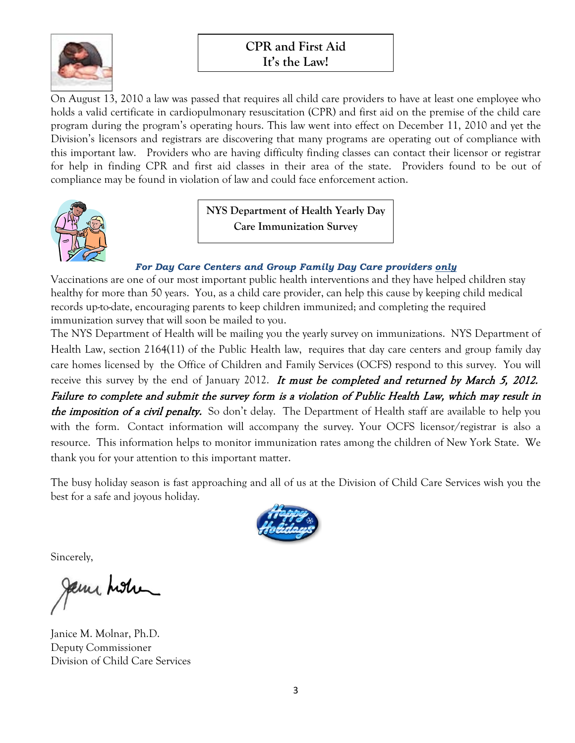## CPR and First Aid
## It's the Law!

On August 13, 2010 a law was passed that requires all child care providers to have at least one employee who holds a valid certificate in cardiopulmonary resuscitation (CPR) and first aid on the premise of the child care program during the program's operating hours. This law went into effect on December 11, 2010 and yet the Division's licensors and registrars are discovering that many programs are operating out of compliance with this important law. Providers who are having difficulty finding classes can contact their licensor or registrar for help in finding CPR and first aid classes in their area of the state. Providers found to be out of compliance may be found in violation of law and could face enforcement action.

## NYS Department of Health Yearly Day Care Immunization Survey

***For Day Care Centers and Group Family Day Care providers <u>only</u>***

Vaccinations are one of our most important public health interventions and they have helped children stay healthy for more than 50 years. You, as a child care provider, can help this cause by keeping child medical records up-to-date, encouraging parents to keep children immunized; and completing the required immunization survey that will soon be mailed to you.

The NYS Department of Health will be mailing you the yearly survey on immunizations. NYS Department of Health Law, section 2164(11) of the Public Health law, requires that day care centers and group family day care homes licensed by the Office of Children and Family Services (OCFS) respond to this survey. You will receive this survey by the end of January 2012. ***It must be completed and returned by March 5, 2012. Failure to complete and submit the survey form is a violation of Public Health Law, which may result in the imposition of a civil penalty.*** So don't delay. The Department of Health staff are available to help you with the form. Contact information will accompany the survey. Your OCFS licensor/registrar is also a resource. This information helps to monitor immunization rates among the children of New York State. We thank you for your attention to this important matter.

The busy holiday season is fast approaching and all of us at the Division of Child Care Services wish you the best for a safe and joyous holiday.

Sincerely,

Janice M. Molnar, Ph.D.
Deputy Commissioner
Division of Child Care Services